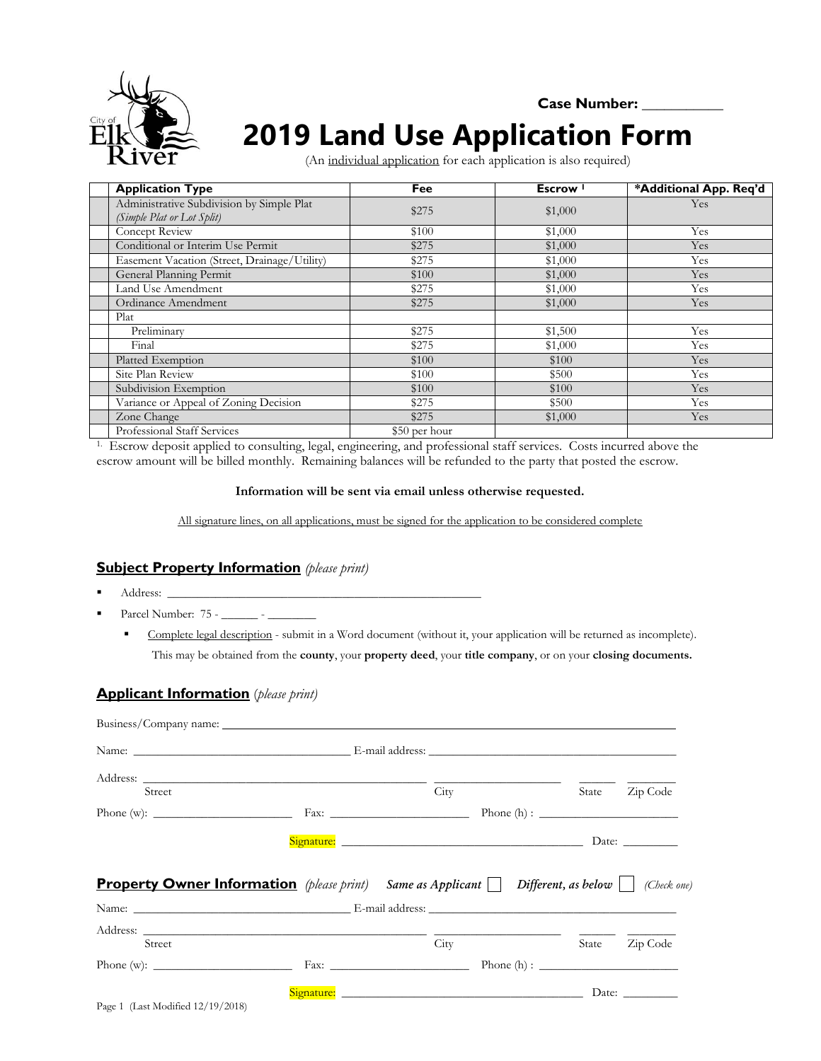**Case Number:** ___________

# 2019 Land Use Application Form

(An individual application for each application is also required)

| | Application Type | Fee | Escrow [1] | *Additional App. Req'd |
|---|---|---|---|---|
| | Administrative Subdivision by Simple Plat *(Simple Plat or Lot Split)* | $275 | $1,000 | Yes |
| | Concept Review | $100 | $1,000 | Yes |
| | Conditional or Interim Use Permit | $275 | $1,000 | Yes |
| | Easement Vacation (Street, Drainage/Utility) | $275 | $1,000 | Yes |
| | General Planning Permit | $100 | $1,000 | Yes |
| | Land Use Amendment | $275 | $1,000 | Yes |
| | Ordinance Amendment | $275 | $1,000 | Yes |
| | Plat | | | |
| | Preliminary | $275 | $1,500 | Yes |
| | Final | $275 | $1,000 | Yes |
| | Platted Exemption | $100 | $100 | Yes |
| | Site Plan Review | $100 | $500 | Yes |
| | Subdivision Exemption | $100 | $100 | Yes |
| | Variance or Appeal of Zoning Decision | $275 | $500 | Yes |
| | Zone Change | $275 | $1,000 | Yes |
| | Professional Staff Services | $50 per hour | | |

[1] Escrow deposit applied to consulting, legal, engineering, and professional staff services. Costs incurred above the escrow amount will be billed monthly. Remaining balances will be refunded to the party that posted the escrow.

**Information will be sent via email unless otherwise requested.**

All signature lines, on all applications, must be signed for the application to be considered complete

## Subject Property Information *(please print)*

- Address: ____________________________________________________
- Parcel Number: 75 - ______ - ________
  - Complete legal description - submit in a Word document (without it, your application will be returned as incomplete). This may be obtained from the **county**, your **property deed**, your **title company**, or on your **closing documents.**

## Applicant Information *(please print)*

Business/Company name: ____________________________________________

Name: ______________________________ E-mail address: ______________________________

Address: ______________________________ ____________________ ______ ________
Street City State Zip Code

Phone (w): ____________________ Fax: ____________________ Phone (h) : ____________________

Signature: ____________________________________ Date: _________

## Property Owner Information *(please print)* *Same as Applicant* ☐ *Different, as below* ☐ *(Check one)*

Name: ______________________________ E-mail address: ______________________________

Address: ______________________________ ____________________ ______ ________
Street City State Zip Code

Phone (w): ____________________ Fax: ____________________ Phone (h) : ____________________

Signature: ____________________________________ Date: _________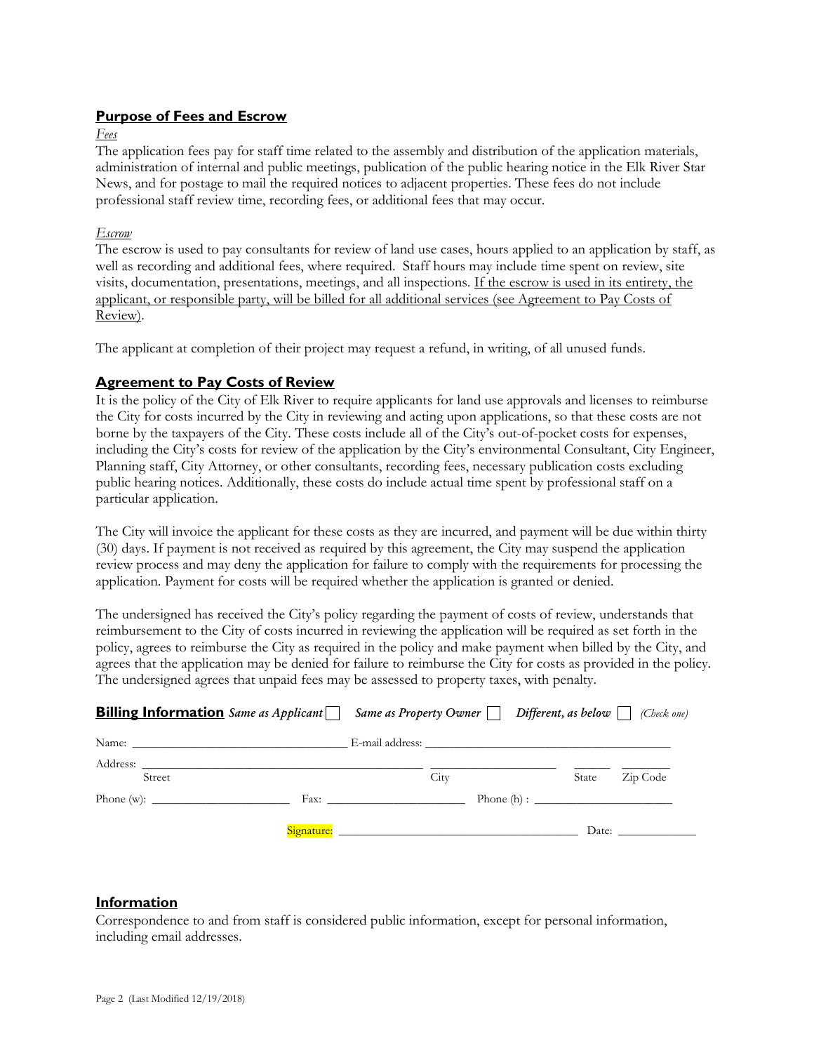## Purpose of Fees and Escrow

*Fees*

The application fees pay for staff time related to the assembly and distribution of the application materials, administration of internal and public meetings, publication of the public hearing notice in the Elk River Star News, and for postage to mail the required notices to adjacent properties. These fees do not include professional staff review time, recording fees, or additional fees that may occur.

*Escrow*

The escrow is used to pay consultants for review of land use cases, hours applied to an application by staff, as well as recording and additional fees, where required. Staff hours may include time spent on review, site visits, documentation, presentations, meetings, and all inspections. <u>If the escrow is used in its entirety, the applicant, or responsible party, will be billed for all additional services (see Agreement to Pay Costs of Review)</u>.

The applicant at completion of their project may request a refund, in writing, of all unused funds.

## Agreement to Pay Costs of Review

It is the policy of the City of Elk River to require applicants for land use approvals and licenses to reimburse the City for costs incurred by the City in reviewing and acting upon applications, so that these costs are not borne by the taxpayers of the City. These costs include all of the City's out-of-pocket costs for expenses, including the City's costs for review of the application by the City's environmental Consultant, City Engineer, Planning staff, City Attorney, or other consultants, recording fees, necessary publication costs excluding public hearing notices. Additionally, these costs do include actual time spent by professional staff on a particular application.

The City will invoice the applicant for these costs as they are incurred, and payment will be due within thirty (30) days. If payment is not received as required by this agreement, the City may suspend the application review process and may deny the application for failure to comply with the requirements for processing the application. Payment for costs will be required whether the application is granted or denied.

The undersigned has received the City's policy regarding the payment of costs of review, understands that reimbursement to the City of costs incurred in reviewing the application will be required as set forth in the policy, agrees to reimburse the City as required in the policy and make payment when billed by the City, and agrees that the application may be denied for failure to reimburse the City for costs as provided in the policy. The undersigned agrees that unpaid fees may be assessed to property taxes, with penalty.

**Billing Information** *Same as Applicant* ☐ *Same as Property Owner* ☐ *Different, as below* ☐ *(Check one)*

Name: ______________________ E-mail address: ______________________

Address: ______________________ ______________ ______ ______
Street City State Zip Code

Phone (w): ______________ Fax: ______________ Phone (h) : ______________

Signature: ______________________ Date: __________

## Information

Correspondence to and from staff is considered public information, except for personal information, including email addresses.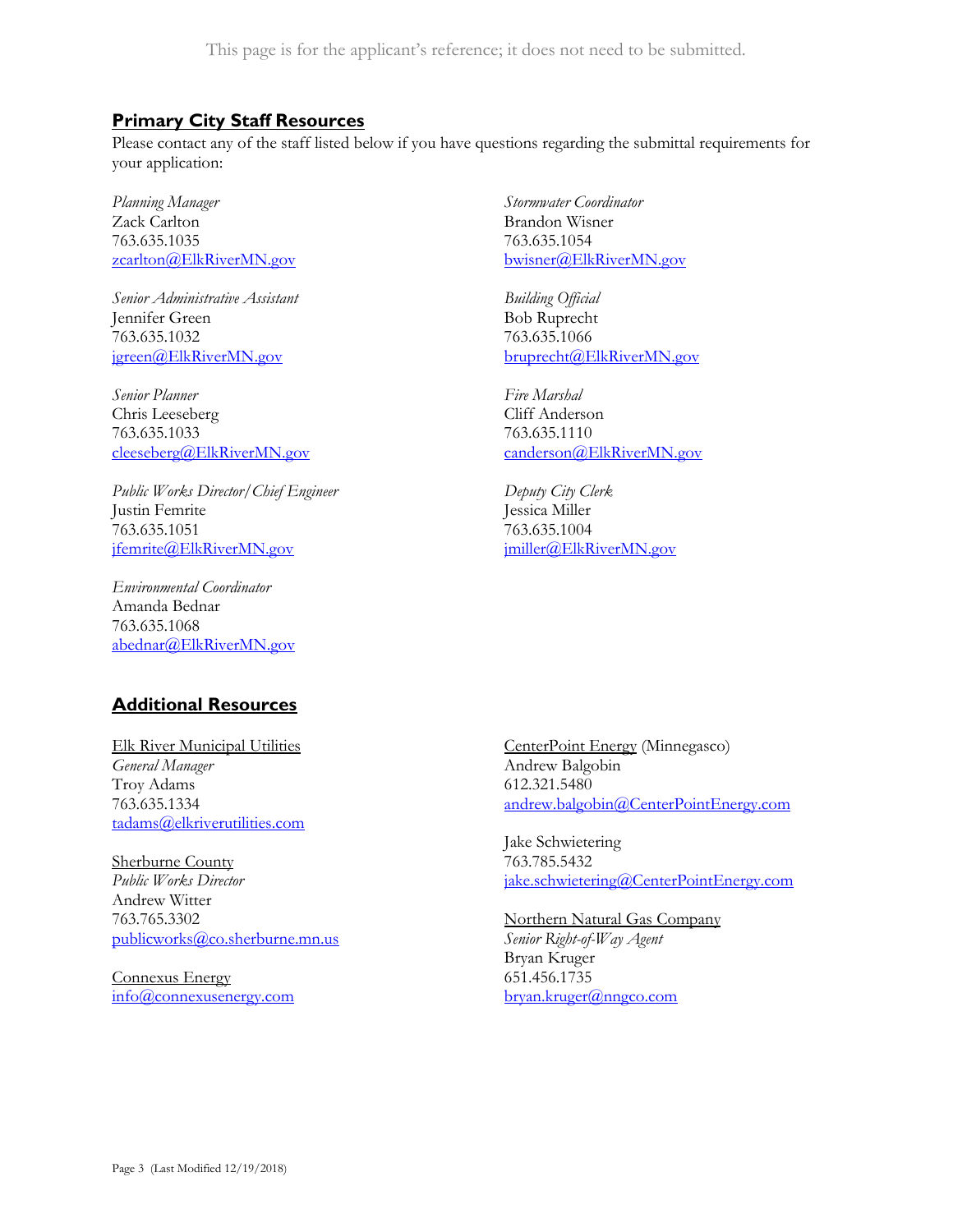This page is for the applicant's reference; it does not need to be submitted.

## Primary City Staff Resources

Please contact any of the staff listed below if you have questions regarding the submittal requirements for your application:

*Planning Manager*
Zack Carlton
763.635.1035
zcarlton@ElkRiverMN.gov

*Senior Administrative Assistant*
Jennifer Green
763.635.1032
jgreen@ElkRiverMN.gov

*Senior Planner*
Chris Leeseberg
763.635.1033
cleeseberg@ElkRiverMN.gov

*Public Works Director/Chief Engineer*
Justin Femrite
763.635.1051
jfemrite@ElkRiverMN.gov

*Environmental Coordinator*
Amanda Bednar
763.635.1068
abednar@ElkRiverMN.gov

*Stormwater Coordinator*
Brandon Wisner
763.635.1054
bwisner@ElkRiverMN.gov

*Building Official*
Bob Ruprecht
763.635.1066
bruprecht@ElkRiverMN.gov

*Fire Marshal*
Cliff Anderson
763.635.1110
canderson@ElkRiverMN.gov

*Deputy City Clerk*
Jessica Miller
763.635.1004
jmiller@ElkRiverMN.gov

## Additional Resources

Elk River Municipal Utilities
*General Manager*
Troy Adams
763.635.1334
tadams@elkriverutilities.com

Sherburne County
*Public Works Director*
Andrew Witter
763.765.3302
publicworks@co.sherburne.mn.us

Connexus Energy
info@connexusenergy.com

CenterPoint Energy (Minnegasco)
Andrew Balgobin
612.321.5480
andrew.balgobin@CenterPointEnergy.com

Jake Schwietering
763.785.5432
jake.schwietering@CenterPointEnergy.com

Northern Natural Gas Company
*Senior Right-of-Way Agent*
Bryan Kruger
651.456.1735
bryan.kruger@nngco.com

Page 3 (Last Modified 12/19/2018)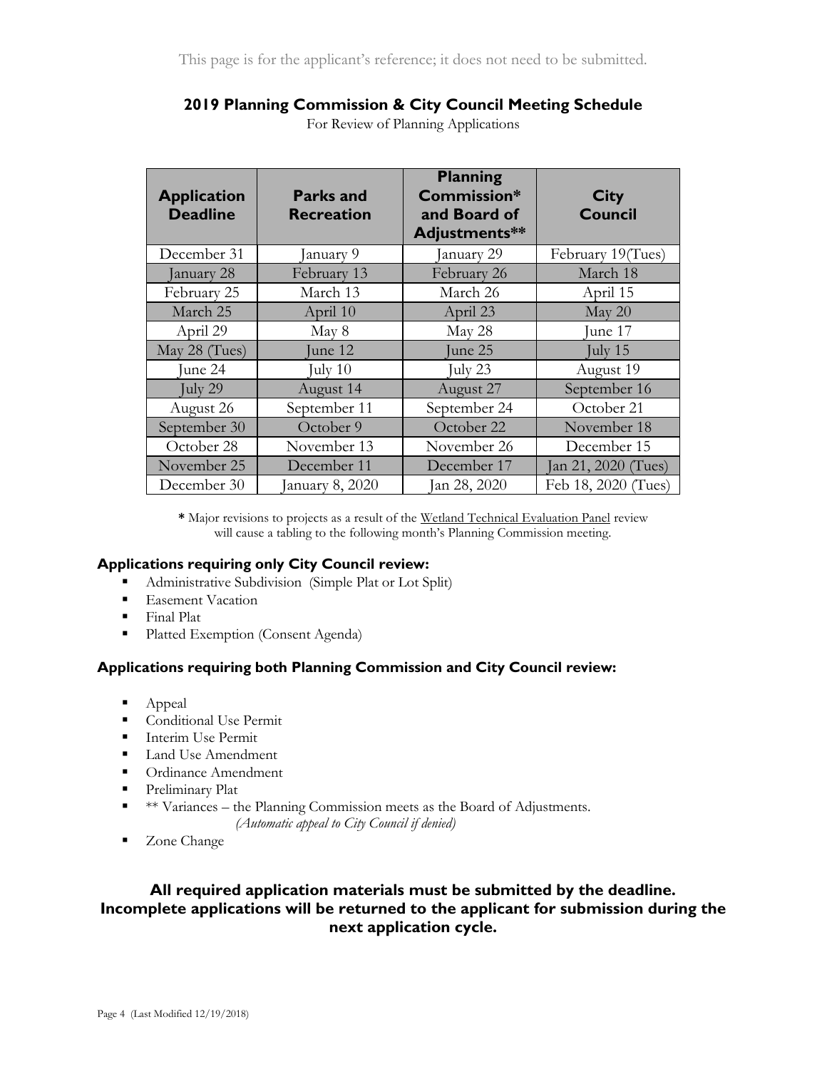This page is for the applicant's reference; it does not need to be submitted.

## 2019 Planning Commission & City Council Meeting Schedule

For Review of Planning Applications

| Application Deadline | Parks and Recreation | Planning Commission* and Board of Adjustments** | City Council |
|---|---|---|---|
| December 31 | January 9 | January 29 | February 19(Tues) |
| January 28 | February 13 | February 26 | March 18 |
| February 25 | March 13 | March 26 | April 15 |
| March 25 | April 10 | April 23 | May 20 |
| April 29 | May 8 | May 28 | June 17 |
| May 28 (Tues) | June 12 | June 25 | July 15 |
| June 24 | July 10 | July 23 | August 19 |
| July 29 | August 14 | August 27 | September 16 |
| August 26 | September 11 | September 24 | October 21 |
| September 30 | October 9 | October 22 | November 18 |
| October 28 | November 13 | November 26 | December 15 |
| November 25 | December 11 | December 17 | Jan 21, 2020 (Tues) |
| December 30 | January 8, 2020 | Jan 28, 2020 | Feb 18, 2020 (Tues) |

**\*** Major revisions to projects as a result of the Wetland Technical Evaluation Panel review will cause a tabling to the following month's Planning Commission meeting.

### Applications requiring only City Council review:

- Administrative Subdivision (Simple Plat or Lot Split)
- Easement Vacation
- Final Plat
- Platted Exemption (Consent Agenda)

### Applications requiring both Planning Commission and City Council review:

- Appeal
- Conditional Use Permit
- Interim Use Permit
- Land Use Amendment
- Ordinance Amendment
- Preliminary Plat
- ** Variances – the Planning Commission meets as the Board of Adjustments.
  *(Automatic appeal to City Council if denied)*
- Zone Change

**All required application materials must be submitted by the deadline. Incomplete applications will be returned to the applicant for submission during the next application cycle.**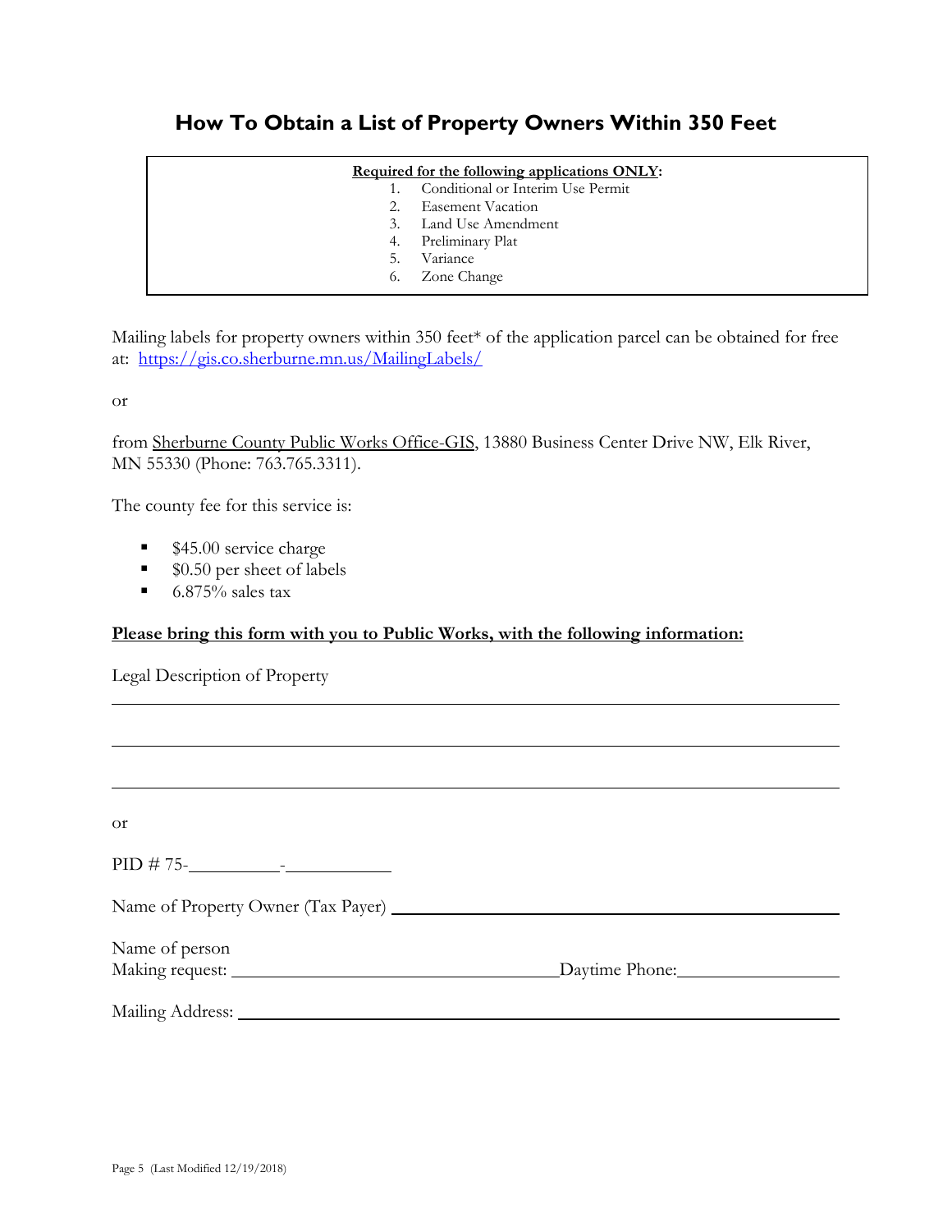# How To Obtain a List of Property Owners Within 350 Feet

**Required for the following applications ONLY:**

1. Conditional or Interim Use Permit
2. Easement Vacation
3. Land Use Amendment
4. Preliminary Plat
5. Variance
6. Zone Change

Mailing labels for property owners within 350 feet* of the application parcel can be obtained for free at: https://gis.co.sherburne.mn.us/MailingLabels/

or

from Sherburne County Public Works Office-GIS, 13880 Business Center Drive NW, Elk River, MN 55330 (Phone: 763.765.3311).

The county fee for this service is:

- $45.00 service charge
- $0.50 per sheet of labels
- 6.875% sales tax

**Please bring this form with you to Public Works, with the following information:**

Legal Description of Property

______________________________________________________________________

______________________________________________________________________

______________________________________________________________________

or

PID # 75-__________-___________

Name of Property Owner (Tax Payer) ______________________________________________

Name of person
Making request: ____________________________________ Daytime Phone: __________________

Mailing Address: ___________________________________________________________________